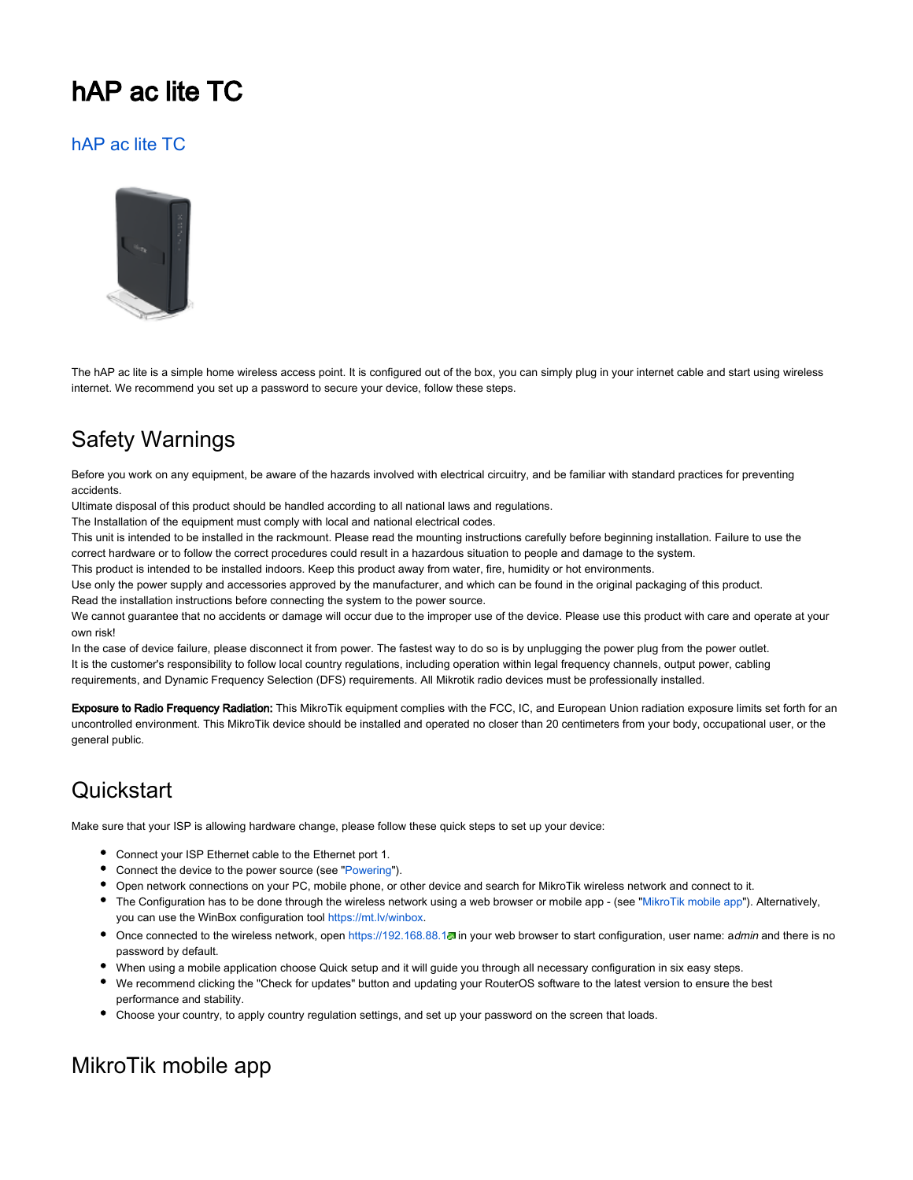# hAP ac lite TC

## hAP ac lite TC

The hAP ac lite is a simple home wireless access point. It is configured out of the box, you can simply plug in your internet cable and start using wireless internet. We recommend you set up a password to secure your device, follow these steps.

## Safety Warnings

Before you work on any equipment, be aware of the hazards involved with electrical circuitry, and be familiar with standard practices for preventing accidents.
Ultimate disposal of this product should be handled according to all national laws and regulations.
The Installation of the equipment must comply with local and national electrical codes.
This unit is intended to be installed in the rackmount. Please read the mounting instructions carefully before beginning installation. Failure to use the correct hardware or to follow the correct procedures could result in a hazardous situation to people and damage to the system.
This product is intended to be installed indoors. Keep this product away from water, fire, humidity or hot environments.
Use only the power supply and accessories approved by the manufacturer, and which can be found in the original packaging of this product.
Read the installation instructions before connecting the system to the power source.
We cannot guarantee that no accidents or damage will occur due to the improper use of the device. Please use this product with care and operate at your own risk!
In the case of device failure, please disconnect it from power. The fastest way to do so is by unplugging the power plug from the power outlet.
It is the customer's responsibility to follow local country regulations, including operation within legal frequency channels, output power, cabling requirements, and Dynamic Frequency Selection (DFS) requirements. All Mikrotik radio devices must be professionally installed.

**Exposure to Radio Frequency Radiation:** This MikroTik equipment complies with the FCC, IC, and European Union radiation exposure limits set forth for an uncontrolled environment. This MikroTik device should be installed and operated no closer than 20 centimeters from your body, occupational user, or the general public.

## Quickstart

Make sure that your ISP is allowing hardware change, please follow these quick steps to set up your device:

- Connect your ISP Ethernet cable to the Ethernet port 1.
- Connect the device to the power source (see "Powering").
- Open network connections on your PC, mobile phone, or other device and search for MikroTik wireless network and connect to it.
- The Configuration has to be done through the wireless network using a web browser or mobile app - (see "MikroTik mobile app"). Alternatively, you can use the WinBox configuration tool https://mt.lv/winbox.
- Once connected to the wireless network, open https://192.168.88.1 in your web browser to start configuration, user name: a*dmin* and there is no password by default.
- When using a mobile application choose Quick setup and it will guide you through all necessary configuration in six easy steps.
- We recommend clicking the "Check for updates" button and updating your RouterOS software to the latest version to ensure the best performance and stability.
- Choose your country, to apply country regulation settings, and set up your password on the screen that loads.

## MikroTik mobile app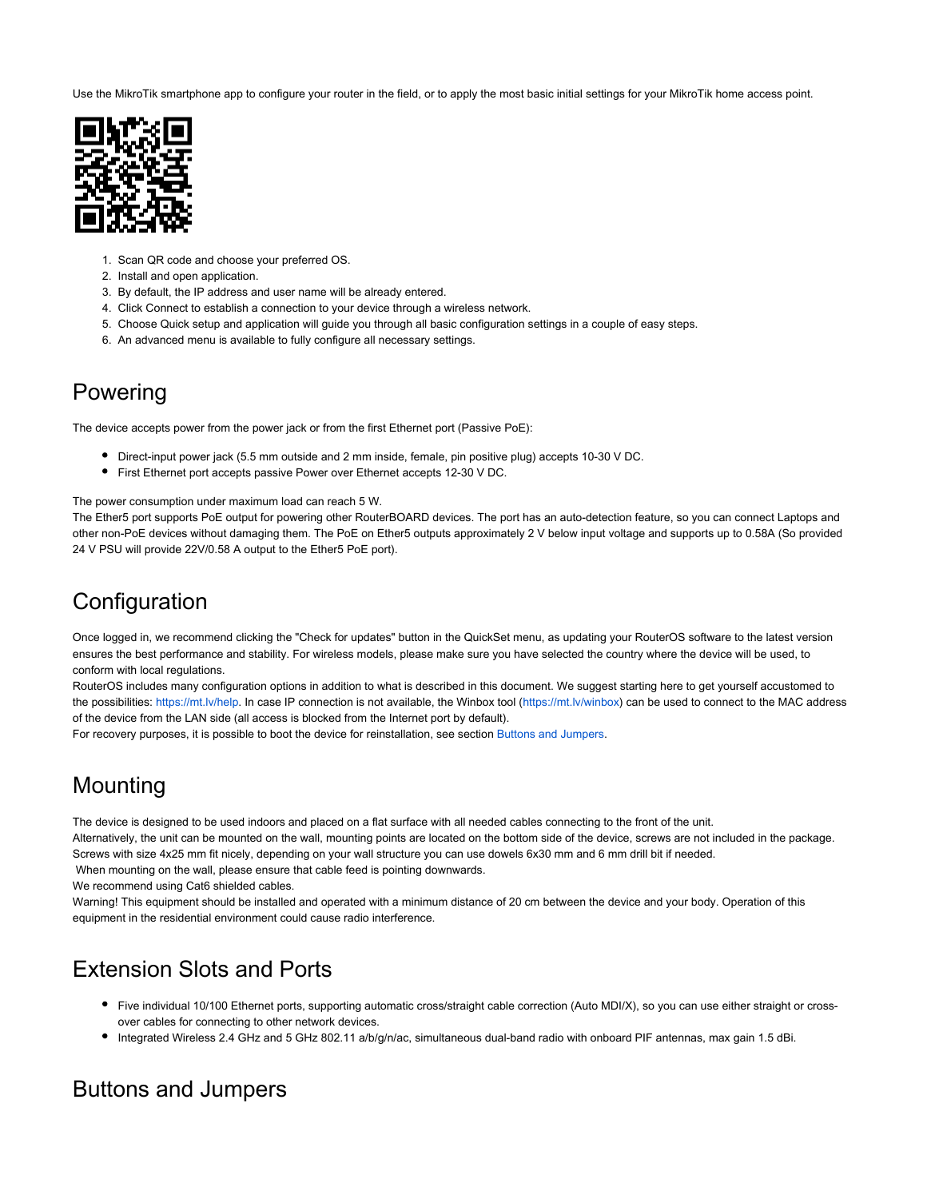Use the MikroTik smartphone app to configure your router in the field, or to apply the most basic initial settings for your MikroTik home access point.

1. Scan QR code and choose your preferred OS.
2. Install and open application.
3. By default, the IP address and user name will be already entered.
4. Click Connect to establish a connection to your device through a wireless network.
5. Choose Quick setup and application will guide you through all basic configuration settings in a couple of easy steps.
6. An advanced menu is available to fully configure all necessary settings.

## Powering

The device accepts power from the power jack or from the first Ethernet port (Passive PoE):

- Direct-input power jack (5.5 mm outside and 2 mm inside, female, pin positive plug) accepts 10-30 V DC.
- First Ethernet port accepts passive Power over Ethernet accepts 12-30 V DC.

The power consumption under maximum load can reach 5 W.
The Ether5 port supports PoE output for powering other RouterBOARD devices. The port has an auto-detection feature, so you can connect Laptops and other non-PoE devices without damaging them. The PoE on Ether5 outputs approximately 2 V below input voltage and supports up to 0.58A (So provided 24 V PSU will provide 22V/0.58 A output to the Ether5 PoE port).

## Configuration

Once logged in, we recommend clicking the "Check for updates" button in the QuickSet menu, as updating your RouterOS software to the latest version ensures the best performance and stability. For wireless models, please make sure you have selected the country where the device will be used, to conform with local regulations.
RouterOS includes many configuration options in addition to what is described in this document. We suggest starting here to get yourself accustomed to the possibilities: https://mt.lv/help. In case IP connection is not available, the Winbox tool (https://mt.lv/winbox) can be used to connect to the MAC address of the device from the LAN side (all access is blocked from the Internet port by default).
For recovery purposes, it is possible to boot the device for reinstallation, see section Buttons and Jumpers.

## Mounting

The device is designed to be used indoors and placed on a flat surface with all needed cables connecting to the front of the unit.
Alternatively, the unit can be mounted on the wall, mounting points are located on the bottom side of the device, screws are not included in the package. Screws with size 4x25 mm fit nicely, depending on your wall structure you can use dowels 6x30 mm and 6 mm drill bit if needed.
When mounting on the wall, please ensure that cable feed is pointing downwards.
We recommend using Cat6 shielded cables.
Warning! This equipment should be installed and operated with a minimum distance of 20 cm between the device and your body. Operation of this equipment in the residential environment could cause radio interference.

## Extension Slots and Ports

- Five individual 10/100 Ethernet ports, supporting automatic cross/straight cable correction (Auto MDI/X), so you can use either straight or cross-over cables for connecting to other network devices.
- Integrated Wireless 2.4 GHz and 5 GHz 802.11 a/b/g/n/ac, simultaneous dual-band radio with onboard PIF antennas, max gain 1.5 dBi.

## Buttons and Jumpers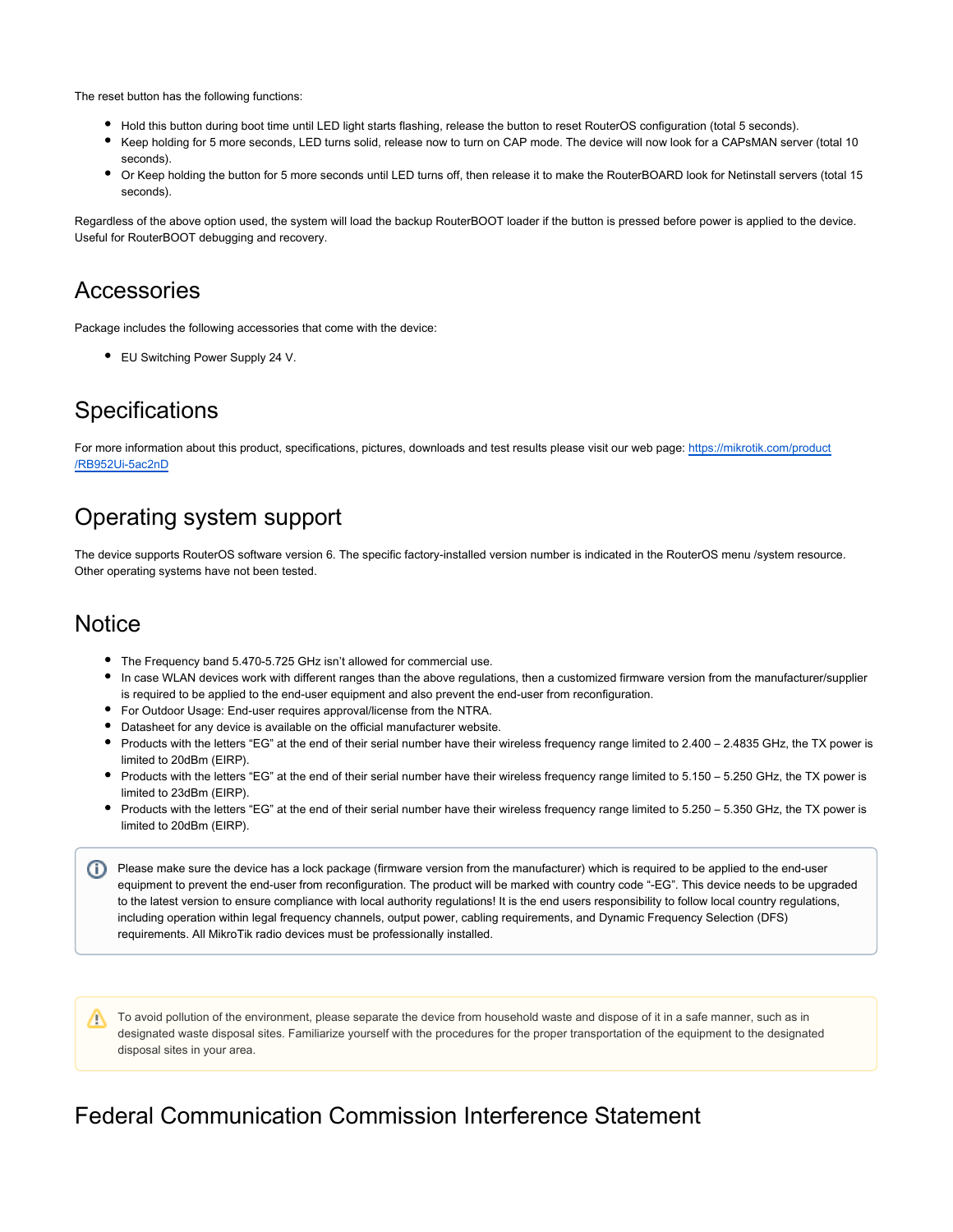The reset button has the following functions:

- Hold this button during boot time until LED light starts flashing, release the button to reset RouterOS configuration (total 5 seconds).
- Keep holding for 5 more seconds, LED turns solid, release now to turn on CAP mode. The device will now look for a CAPsMAN server (total 10 seconds).
- Or Keep holding the button for 5 more seconds until LED turns off, then release it to make the RouterBOARD look for Netinstall servers (total 15 seconds).

Regardless of the above option used, the system will load the backup RouterBOOT loader if the button is pressed before power is applied to the device. Useful for RouterBOOT debugging and recovery.

## Accessories

Package includes the following accessories that come with the device:

- EU Switching Power Supply 24 V.

## Specifications

For more information about this product, specifications, pictures, downloads and test results please visit our web page: [https://mikrotik.com/product/RB952Ui-5ac2nD](https://mikrotik.com/product/RB952Ui-5ac2nD)

## Operating system support

The device supports RouterOS software version 6. The specific factory-installed version number is indicated in the RouterOS menu /system resource. Other operating systems have not been tested.

## Notice

- The Frequency band 5.470-5.725 GHz isn't allowed for commercial use.
- In case WLAN devices work with different ranges than the above regulations, then a customized firmware version from the manufacturer/supplier is required to be applied to the end-user equipment and also prevent the end-user from reconfiguration.
- For Outdoor Usage: End-user requires approval/license from the NTRA.
- Datasheet for any device is available on the official manufacturer website.
- Products with the letters "EG" at the end of their serial number have their wireless frequency range limited to 2.400 – 2.4835 GHz, the TX power is limited to 20dBm (EIRP).
- Products with the letters "EG" at the end of their serial number have their wireless frequency range limited to 5.150 – 5.250 GHz, the TX power is limited to 23dBm (EIRP).
- Products with the letters "EG" at the end of their serial number have their wireless frequency range limited to 5.250 – 5.350 GHz, the TX power is limited to 20dBm (EIRP).

> Please make sure the device has a lock package (firmware version from the manufacturer) which is required to be applied to the end-user equipment to prevent the end-user from reconfiguration. The product will be marked with country code "-EG". This device needs to be upgraded to the latest version to ensure compliance with local authority regulations! It is the end users responsibility to follow local country regulations, including operation within legal frequency channels, output power, cabling requirements, and Dynamic Frequency Selection (DFS) requirements. All MikroTik radio devices must be professionally installed.

> To avoid pollution of the environment, please separate the device from household waste and dispose of it in a safe manner, such as in designated waste disposal sites. Familiarize yourself with the procedures for the proper transportation of the equipment to the designated disposal sites in your area.

## Federal Communication Commission Interference Statement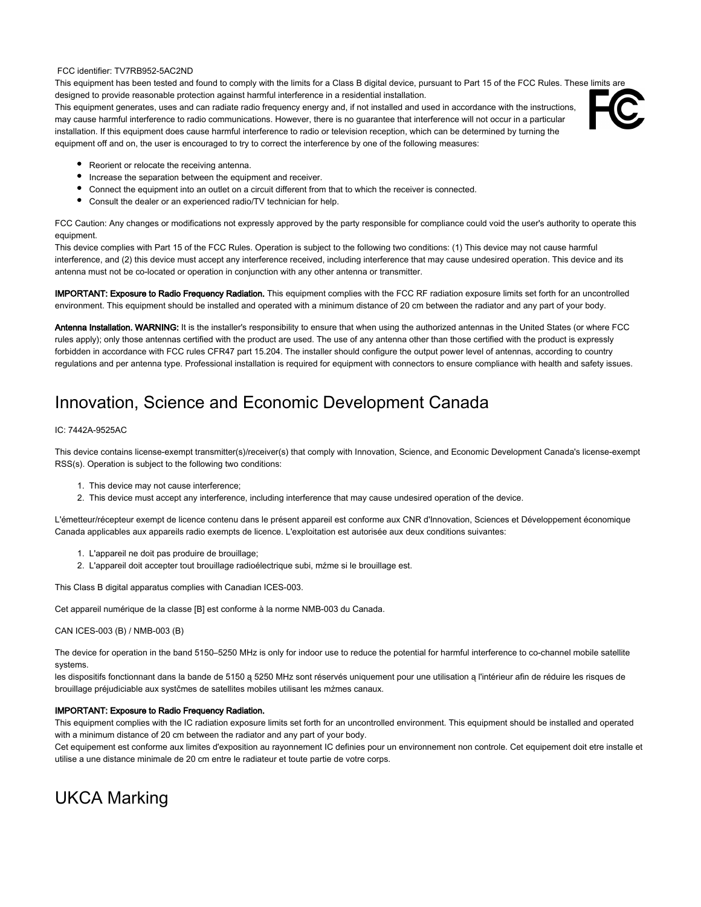FCC identifier: TV7RB952-5AC2ND

This equipment has been tested and found to comply with the limits for a Class B digital device, pursuant to Part 15 of the FCC Rules. These limits are designed to provide reasonable protection against harmful interference in a residential installation.

This equipment generates, uses and can radiate radio frequency energy and, if not installed and used in accordance with the instructions, may cause harmful interference to radio communications. However, there is no guarantee that interference will not occur in a particular installation. If this equipment does cause harmful interference to radio or television reception, which can be determined by turning the equipment off and on, the user is encouraged to try to correct the interference by one of the following measures:

- Reorient or relocate the receiving antenna.
- Increase the separation between the equipment and receiver.
- Connect the equipment into an outlet on a circuit different from that to which the receiver is connected.
- Consult the dealer or an experienced radio/TV technician for help.

FCC Caution: Any changes or modifications not expressly approved by the party responsible for compliance could void the user's authority to operate this equipment.

This device complies with Part 15 of the FCC Rules. Operation is subject to the following two conditions: (1) This device may not cause harmful interference, and (2) this device must accept any interference received, including interference that may cause undesired operation. This device and its antenna must not be co-located or operation in conjunction with any other antenna or transmitter.

**IMPORTANT: Exposure to Radio Frequency Radiation.** This equipment complies with the FCC RF radiation exposure limits set forth for an uncontrolled environment. This equipment should be installed and operated with a minimum distance of 20 cm between the radiator and any part of your body.

**Antenna Installation. WARNING:** It is the installer's responsibility to ensure that when using the authorized antennas in the United States (or where FCC rules apply); only those antennas certified with the product are used. The use of any antenna other than those certified with the product is expressly forbidden in accordance with FCC rules CFR47 part 15.204. The installer should configure the output power level of antennas, according to country regulations and per antenna type. Professional installation is required for equipment with connectors to ensure compliance with health and safety issues.

# Innovation, Science and Economic Development Canada

IC: 7442A-9525AC

This device contains license-exempt transmitter(s)/receiver(s) that comply with Innovation, Science, and Economic Development Canada's license-exempt RSS(s). Operation is subject to the following two conditions:

1. This device may not cause interference;
2. This device must accept any interference, including interference that may cause undesired operation of the device.

L'émetteur/récepteur exempt de licence contenu dans le présent appareil est conforme aux CNR d'Innovation, Sciences et Développement économique Canada applicables aux appareils radio exempts de licence. L'exploitation est autorisée aux deux conditions suivantes:

1. L'appareil ne doit pas produire de brouillage;
2. L'appareil doit accepter tout brouillage radioélectrique subi, mźme si le brouillage est.

This Class B digital apparatus complies with Canadian ICES-003.

Cet appareil numérique de la classe [B] est conforme à la norme NMB-003 du Canada.

CAN ICES-003 (B) / NMB-003 (B)

The device for operation in the band 5150–5250 MHz is only for indoor use to reduce the potential for harmful interference to co-channel mobile satellite systems.

les dispositifs fonctionnant dans la bande de 5150 ą 5250 MHz sont réservés uniquement pour une utilisation ą l'intérieur afin de réduire les risques de brouillage préjudiciable aux systčmes de satellites mobiles utilisant les mźmes canaux.

**IMPORTANT: Exposure to Radio Frequency Radiation.**

This equipment complies with the IC radiation exposure limits set forth for an uncontrolled environment. This equipment should be installed and operated with a minimum distance of 20 cm between the radiator and any part of your body.

Cet equipement est conforme aux limites d'exposition au rayonnement IC definies pour un environnement non controle. Cet equipement doit etre installe et utilise a une distance minimale de 20 cm entre le radiateur et toute partie de votre corps.

# UKCA Marking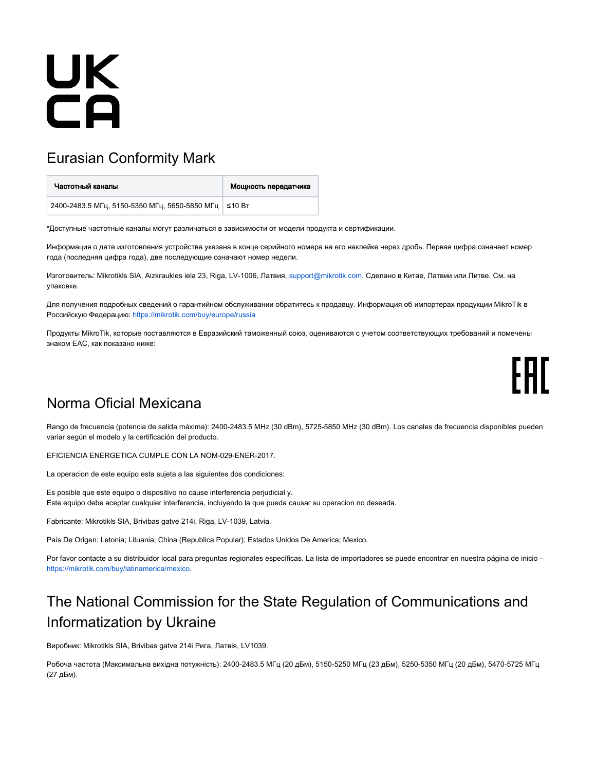UK
CA

## Eurasian Conformity Mark

| Частотный каналы | Мощность передатчика |
| --- | --- |
| 2400-2483.5 МГц, 5150-5350 МГц, 5650-5850 МГц | ≤10 Вт |

*Доступные частотные каналы могут различаться в зависимости от модели продукта и сертификации.

Информация о дате изготовления устройства указана в конце серийного номера на его наклейке через дробь. Первая цифра означает номер года (последняя цифра года), две последующие означают номер недели.

Изготовитель: Mikrotikls SIA, Aizkraukles iela 23, Riga, LV-1006, Латвия, support@mikrotik.com. Сделано в Китае, Латвии или Литве. См. на упаковке.

Для получения подробных сведений о гарантийном обслуживании обратитесь к продавцу. Информация об импортерах продукции MikroTik в Российскую Федерацию: https://mikrotik.com/buy/europe/russia

Продукты MikroTik, которые поставляются в Евразийский таможенный союз, оцениваются с учетом соответствующих требований и помечены знаком EAC, как показано ниже:

EAC

## Norma Oficial Mexicana

Rango de frecuencia (potencia de salida máxima): 2400-2483.5 MHz (30 dBm), 5725-5850 MHz (30 dBm). Los canales de frecuencia disponibles pueden variar según el modelo y la certificación del producto.

EFICIENCIA ENERGETICA CUMPLE CON LA NOM-029-ENER-2017.

La operacion de este equipo esta sujeta a las siguientes dos condiciones:

Es posible que este equipo o dispositivo no cause interferencia perjudicial y.
Este equipo debe aceptar cualquier interferencia, incluyendo la que pueda causar su operacion no deseada.

Fabricante: Mikrotikls SIA, Brivibas gatve 214i, Riga, LV-1039, Latvia.

País De Origen: Letonia; Lituania; China (Republica Popular); Estados Unidos De America; Mexico.

Por favor contacte a su distribuidor local para preguntas regionales específicas. La lista de importadores se puede encontrar en nuestra página de inicio – https://mikrotik.com/buy/latinamerica/mexico.

## The National Commission for the State Regulation of Communications and Informatization by Ukraine

Виробник: Mikrotikls SIA, Brivibas gatve 214i Рига, Латвія, LV1039.

Робоча частота (Максимальна вихідна потужність): 2400-2483.5 МГц (20 дБм), 5150-5250 МГц (23 дБм), 5250-5350 МГц (20 дБм), 5470-5725 МГц (27 дБм).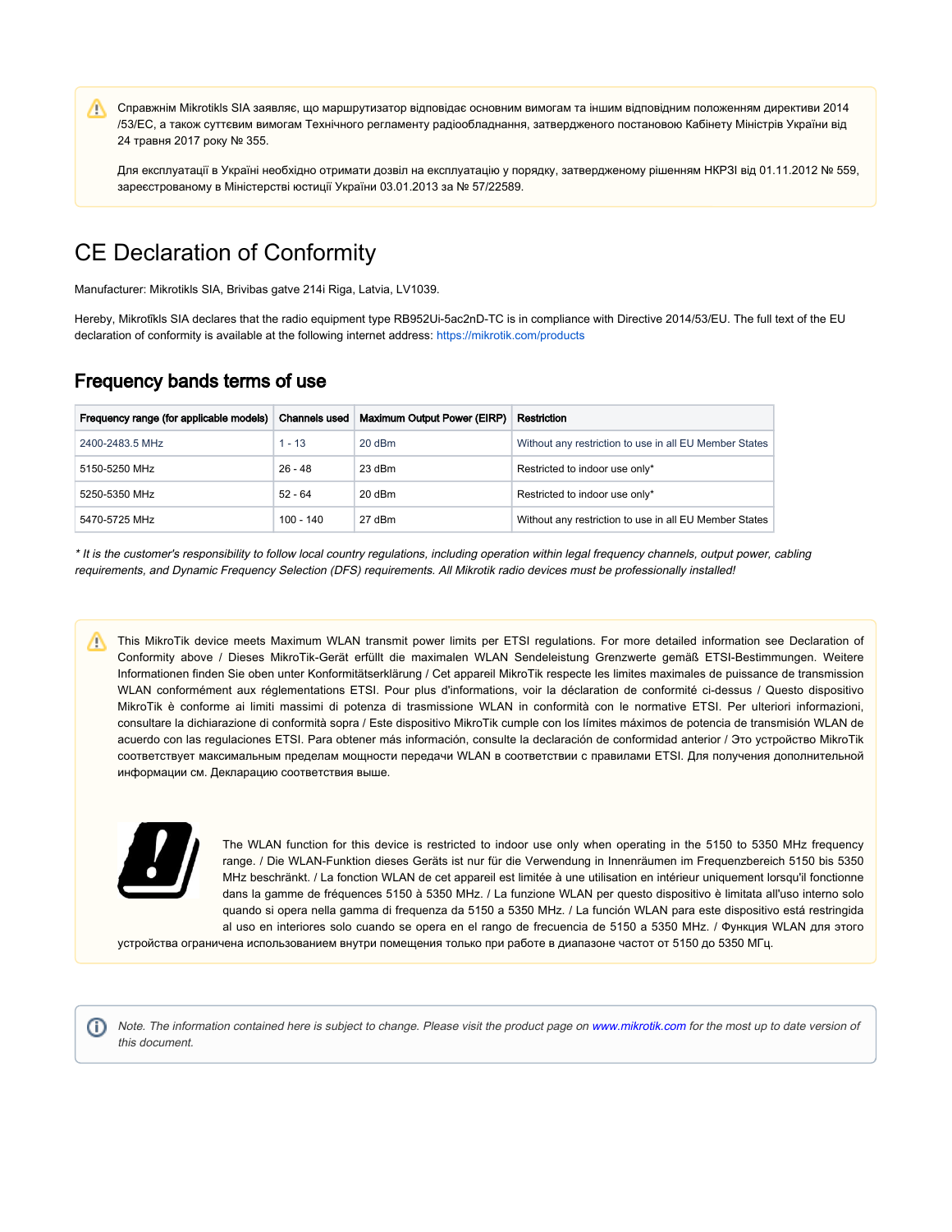Справжнім Mikrotikls SIA заявляє, що маршрутизатор відповідає основним вимогам та іншим відповідним положенням директиви 2014 /53/EC, а також суттєвим вимогам Технічного регламенту радіообладнання, затвердженого постановою Кабінету Міністрів України від 24 травня 2017 року № 355.

Для експлуатації в Україні необхідно отримати дозвіл на експлуатацію у порядку, затвердженому рішенням НКРЗІ від 01.11.2012 № 559, зареєстрованому в Міністерстві юстиції України 03.01.2013 за № 57/22589.

# CE Declaration of Conformity

Manufacturer: Mikrotikls SIA, Brivibas gatve 214i Riga, Latvia, LV1039.

Hereby, Mikrotīkls SIA declares that the radio equipment type RB952Ui-5ac2nD-TC is in compliance with Directive 2014/53/EU. The full text of the EU declaration of conformity is available at the following internet address: https://mikrotik.com/products

## Frequency bands terms of use

| Frequency range (for applicable models) | Channels used | Maximum Output Power (EIRP) | Restriction |
|---|---|---|---|
| 2400-2483.5 MHz | 1 - 13 | 20 dBm | Without any restriction to use in all EU Member States |
| 5150-5250 MHz | 26 - 48 | 23 dBm | Restricted to indoor use only* |
| 5250-5350 MHz | 52 - 64 | 20 dBm | Restricted to indoor use only* |
| 5470-5725 MHz | 100 - 140 | 27 dBm | Without any restriction to use in all EU Member States |

*\* It is the customer's responsibility to follow local country regulations, including operation within legal frequency channels, output power, cabling requirements, and Dynamic Frequency Selection (DFS) requirements. All Mikrotik radio devices must be professionally installed!*

This MikroTik device meets Maximum WLAN transmit power limits per ETSI regulations. For more detailed information see Declaration of Conformity above / Dieses MikroTik-Gerät erfüllt die maximalen WLAN Sendeleistung Grenzwerte gemäß ETSI-Bestimmungen. Weitere Informationen finden Sie oben unter Konformitätserklärung / Cet appareil MikroTik respecte les limites maximales de puissance de transmission WLAN conformément aux réglementations ETSI. Pour plus d'informations, voir la déclaration de conformité ci-dessus / Questo dispositivo MikroTik è conforme ai limiti massimi di potenza di trasmissione WLAN in conformità con le normative ETSI. Per ulteriori informazioni, consultare la dichiarazione di conformità sopra / Este dispositivo MikroTik cumple con los límites máximos de potencia de transmisión WLAN de acuerdo con las regulaciones ETSI. Para obtener más información, consulte la declaración de conformidad anterior / Это устройство MikroTik соответствует максимальным пределам мощности передачи WLAN в соответствии с правилами ETSI. Для получения дополнительной информации см. Декларацию соответствия выше.

The WLAN function for this device is restricted to indoor use only when operating in the 5150 to 5350 MHz frequency range. / Die WLAN-Funktion dieses Geräts ist nur für die Verwendung in Innenräumen im Frequenzbereich 5150 bis 5350 MHz beschränkt. / La fonction WLAN de cet appareil est limitée à une utilisation en intérieur uniquement lorsqu'il fonctionne dans la gamme de fréquences 5150 à 5350 MHz. / La funzione WLAN per questo dispositivo è limitata all'uso interno solo quando si opera nella gamma di frequenza da 5150 a 5350 MHz. / La función WLAN para este dispositivo está restringida al uso en interiores solo cuando se opera en el rango de frecuencia de 5150 a 5350 MHz. / Функция WLAN для этого устройства ограничена использованием внутри помещения только при работе в диапазоне частот от 5150 до 5350 МГц.

*Note. The information contained here is subject to change. Please visit the product page on www.mikrotik.com for the most up to date version of this document.*